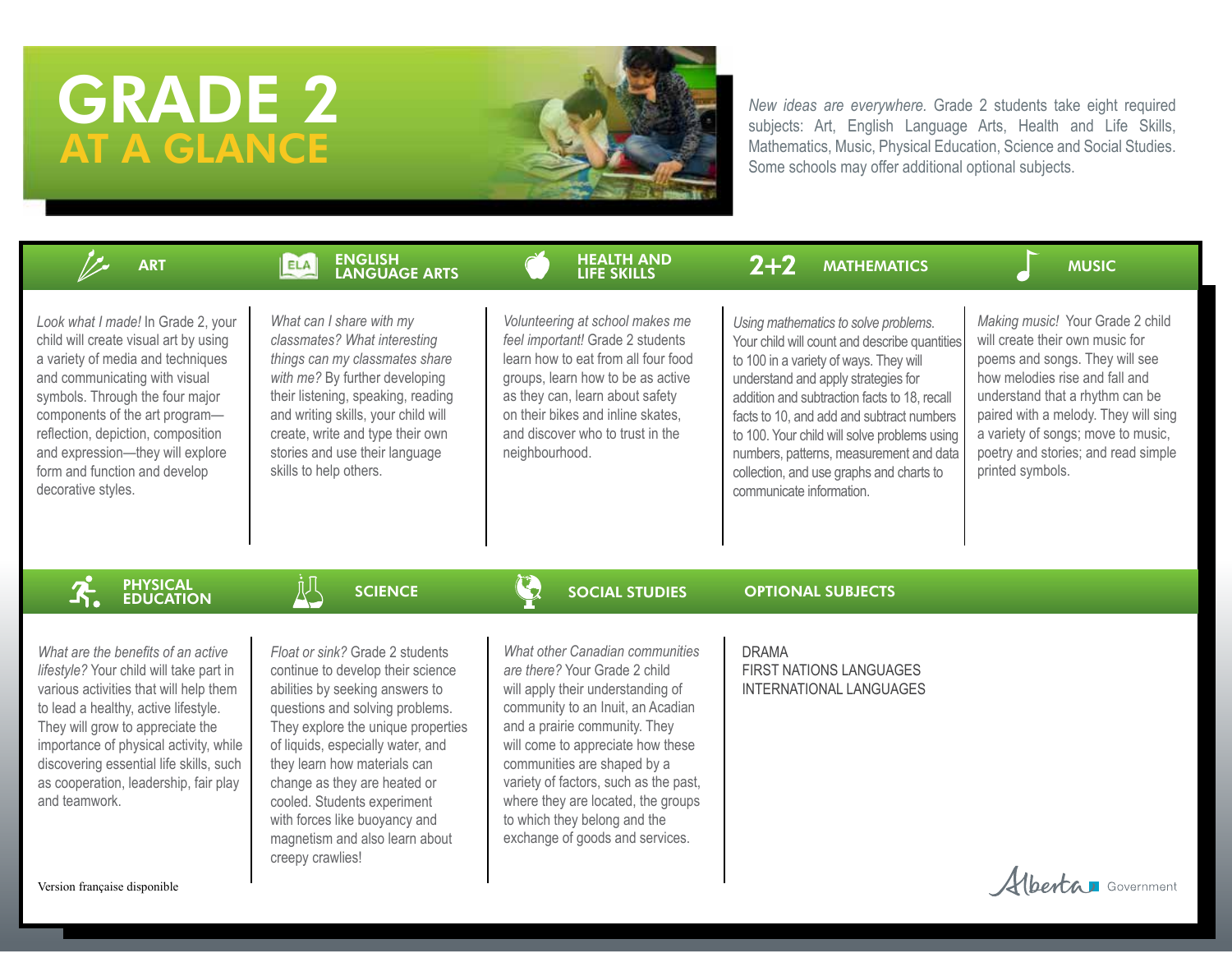# GRADE 2

## AT A GLANCE

*New ideas are everywhere.* Grade 2 students take eight required subjects: Art, English Language Arts, Health and Life Skills, Mathematics, Music, Physical Education, Science and Social Studies. Some schools may offer additional optional subjects.

### ART

*Look what I made!* In Grade 2, your child will create visual art by using a variety of media and techniques and communicating with visual symbols. Through the four major components of the art program—reflection, depiction, composition and expression—they will explore form and function and develop decorative styles.

### ENGLISH LANGUAGE ARTS

*What can I share with my classmates? What interesting things can my classmates share with me?* By further developing their listening, speaking, reading and writing skills, your child will create, write and type their own stories and use their language skills to help others.

### HEALTH AND LIFE SKILLS

*Volunteering at school makes me feel important!* Grade 2 students learn how to eat from all four food groups, learn how to be as active as they can, learn about safety on their bikes and inline skates, and discover who to trust in the neighbourhood.

### MATHEMATICS

*Using mathematics to solve problems.* Your child will count and describe quantities to 100 in a variety of ways. They will understand and apply strategies for addition and subtraction facts to 18, recall facts to 10, and add and subtract numbers to 100. Your child will solve problems using numbers, patterns, measurement and data collection, and use graphs and charts to communicate information.

### MUSIC

*Making music!* Your Grade 2 child will create their own music for poems and songs. They will see how melodies rise and fall and understand that a rhythm can be paired with a melody. They will sing a variety of songs; move to music, poetry and stories; and read simple printed symbols.

### PHYSICAL EDUCATION

*What are the benefits of an active lifestyle?* Your child will take part in various activities that will help them to lead a healthy, active lifestyle. They will grow to appreciate the importance of physical activity, while discovering essential life skills, such as cooperation, leadership, fair play and teamwork.

### SCIENCE

*Float or sink?* Grade 2 students continue to develop their science abilities by seeking answers to questions and solving problems. They explore the unique properties of liquids, especially water, and they learn how materials can change as they are heated or cooled. Students experiment with forces like buoyancy and magnetism and also learn about creepy crawlies!

### SOCIAL STUDIES

*What other Canadian communities are there?* Your Grade 2 child will apply their understanding of community to an Inuit, an Acadian and a prairie community. They will come to appreciate how these communities are shaped by a variety of factors, such as the past, where they are located, the groups to which they belong and the exchange of goods and services.

### OPTIONAL SUBJECTS

DRAMA
FIRST NATIONS LANGUAGES
INTERNATIONAL LANGUAGES

Version française disponible

Alberta Government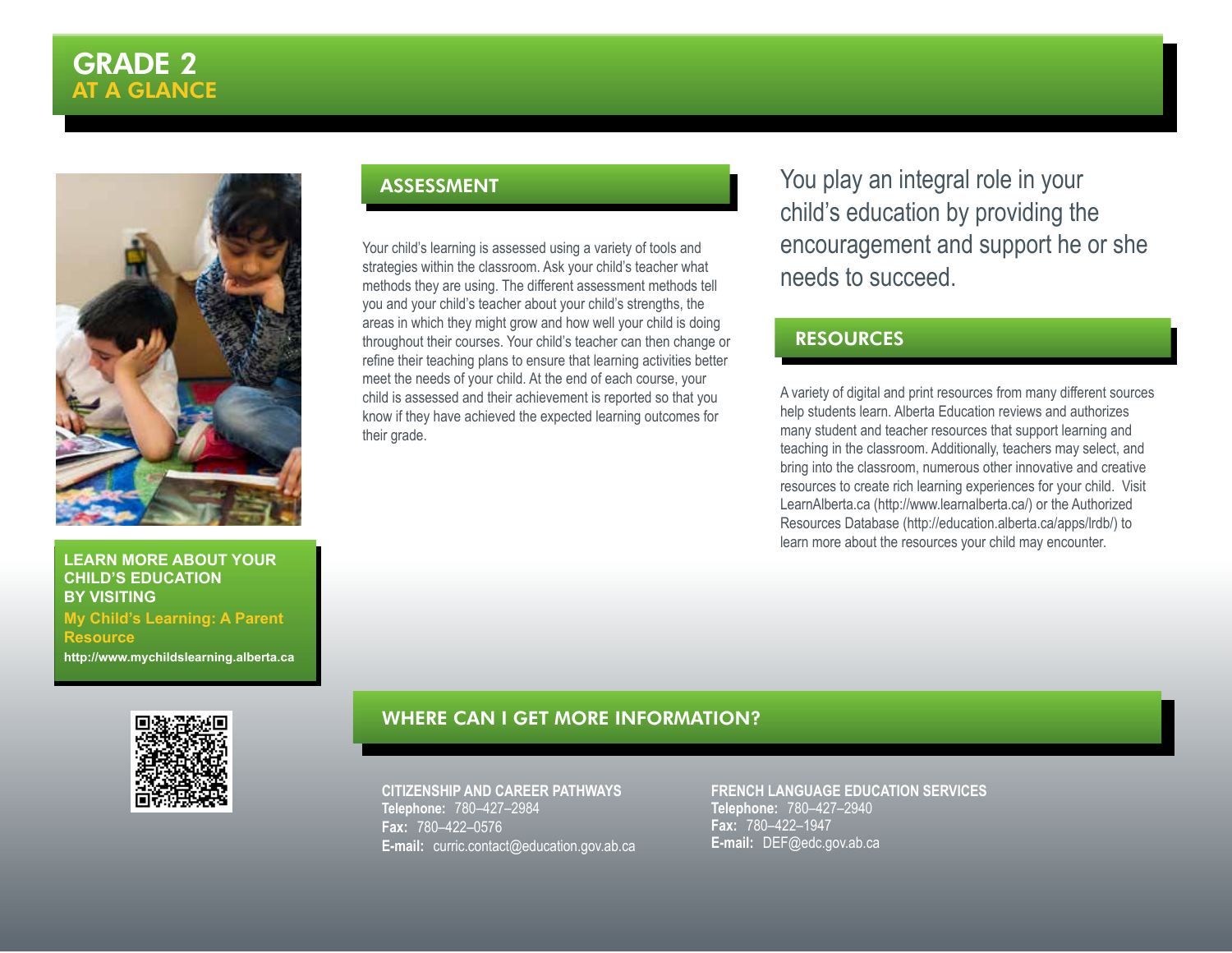# GRADE 2
## AT A GLANCE

**LEARN MORE ABOUT YOUR CHILD'S EDUCATION BY VISITING**

**My Child's Learning: A Parent Resource**

**http://www.mychildslearning.alberta.ca**

## ASSESSMENT

Your child's learning is assessed using a variety of tools and strategies within the classroom. Ask your child's teacher what methods they are using. The different assessment methods tell you and your child's teacher about your child's strengths, the areas in which they might grow and how well your child is doing throughout their courses. Your child's teacher can then change or refine their teaching plans to ensure that learning activities better meet the needs of your child. At the end of each course, your child is assessed and their achievement is reported so that you know if they have achieved the expected learning outcomes for their grade.

You play an integral role in your child's education by providing the encouragement and support he or she needs to succeed.

## RESOURCES

A variety of digital and print resources from many different sources help students learn. Alberta Education reviews and authorizes many student and teacher resources that support learning and teaching in the classroom. Additionally, teachers may select, and bring into the classroom, numerous other innovative and creative resources to create rich learning experiences for your child. Visit LearnAlberta.ca (http://www.learnalberta.ca/) or the Authorized Resources Database (http://education.alberta.ca/apps/lrdb/) to learn more about the resources your child may encounter.

## WHERE CAN I GET MORE INFORMATION?

**CITIZENSHIP AND CAREER PATHWAYS**
**Telephone:** 780–427–2984
**Fax:** 780–422–0576
**E-mail:** curric.contact@education.gov.ab.ca

**FRENCH LANGUAGE EDUCATION SERVICES**
**Telephone:** 780–427–2940
**Fax:** 780–422–1947
**E-mail:** DEF@edc.gov.ab.ca